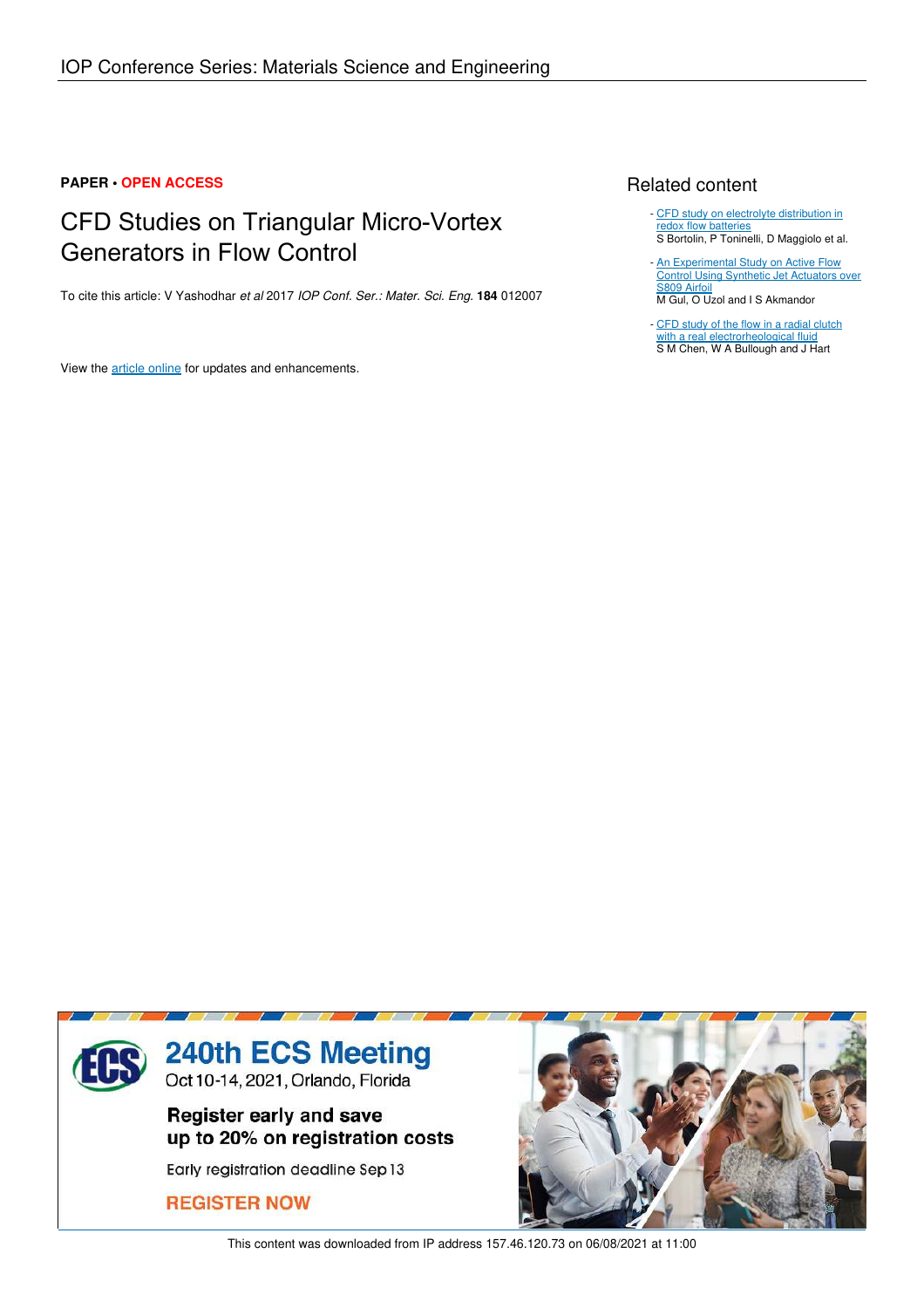IOP Conference Series: Materials Science and Engineering

**PAPER • OPEN ACCESS**

# CFD Studies on Triangular Micro-Vortex Generators in Flow Control

To cite this article: V Yashodhar *et al* 2017 *IOP Conf. Ser.: Mater. Sci. Eng.* **184** 012007

View the article online for updates and enhancements.

## Related content

- CFD study on electrolyte distribution in redox flow batteries
S Bortolin, P Toninelli, D Maggiolo et al.

- An Experimental Study on Active Flow Control Using Synthetic Jet Actuators over S809 Airfoil
M Gul, O Uzol and I S Akmandor

- CFD study of the flow in a radial clutch with a real electrorheological fluid
S M Chen, W A Bullough and J Hart

This content was downloaded from IP address 157.46.120.73 on 06/08/2021 at 11:00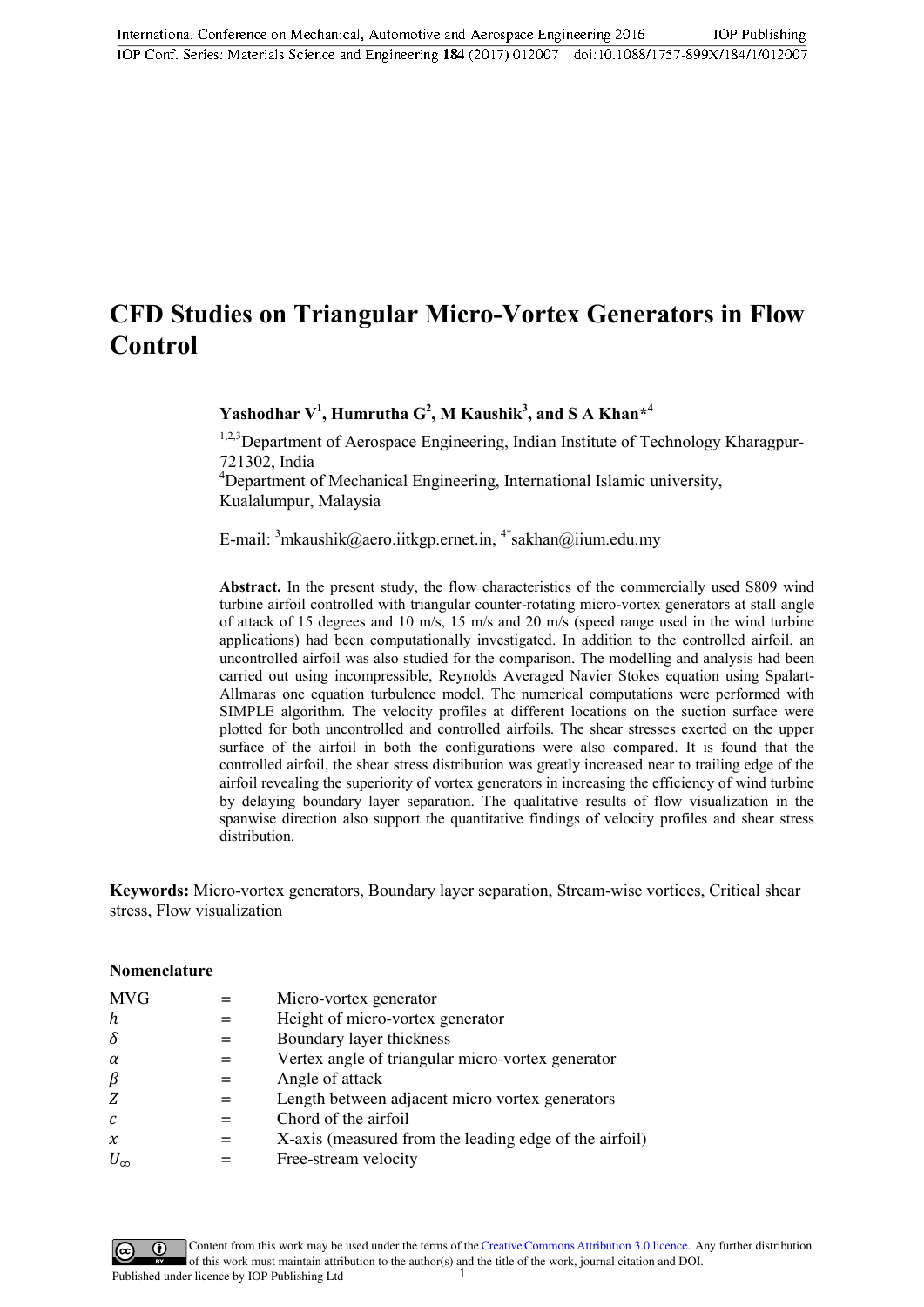# CFD Studies on Triangular Micro-Vortex Generators in Flow Control

**Yashodhar V[1], Humrutha G[2], M Kaushik[3], and S A Khan*[4]**

[1,2,3]Department of Aerospace Engineering, Indian Institute of Technology Kharagpur-721302, India
[4]Department of Mechanical Engineering, International Islamic university, Kualalumpur, Malaysia

E-mail: [3]mkaushik@aero.iitkgp.ernet.in, [4*]sakhan@iium.edu.my

**Abstract.** In the present study, the flow characteristics of the commercially used S809 wind turbine airfoil controlled with triangular counter-rotating micro-vortex generators at stall angle of attack of 15 degrees and 10 m/s, 15 m/s and 20 m/s (speed range used in the wind turbine applications) had been computationally investigated. In addition to the controlled airfoil, an uncontrolled airfoil was also studied for the comparison. The modelling and analysis had been carried out using incompressible, Reynolds Averaged Navier Stokes equation using Spalart-Allmaras one equation turbulence model. The numerical computations were performed with SIMPLE algorithm. The velocity profiles at different locations on the suction surface were plotted for both uncontrolled and controlled airfoils. The shear stresses exerted on the upper surface of the airfoil in both the configurations were also compared. It is found that the controlled airfoil, the shear stress distribution was greatly increased near to trailing edge of the airfoil revealing the superiority of vortex generators in increasing the efficiency of wind turbine by delaying boundary layer separation. The qualitative results of flow visualization in the spanwise direction also support the quantitative findings of velocity profiles and shear stress distribution.

**Keywords:** Micro-vortex generators, Boundary layer separation, Stream-wise vortices, Critical shear stress, Flow visualization

## Nomenclature

| | | |
|---|---|---|
| MVG | = | Micro-vortex generator |
| $h$ | = | Height of micro-vortex generator |
| $\delta$ | = | Boundary layer thickness |
| $\alpha$ | = | Vertex angle of triangular micro-vortex generator |
| $\beta$ | = | Angle of attack |
| $Z$ | = | Length between adjacent micro vortex generators |
| $c$ | = | Chord of the airfoil |
| $x$ | = | X-axis (measured from the leading edge of the airfoil) |
| $U_\infty$ | = | Free-stream velocity |

Content from this work may be used under the terms of the Creative Commons Attribution 3.0 licence. Any further distribution of this work must maintain attribution to the author(s) and the title of the work, journal citation and DOI.
Published under licence by IOP Publishing Ltd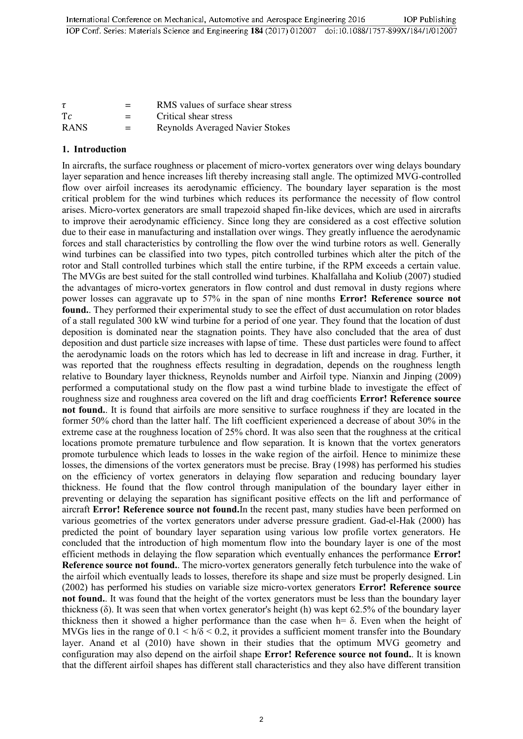| | | |
|---|---|---|
| $\tau$ | = | RMS values of surface shear stress |
| $T_c$ | = | Critical shear stress |
| RANS | = | Reynolds Averaged Navier Stokes |

## 1. Introduction

In aircrafts, the surface roughness or placement of micro-vortex generators over wing delays boundary layer separation and hence increases lift thereby increasing stall angle. The optimized MVG-controlled flow over airfoil increases its aerodynamic efficiency. The boundary layer separation is the most critical problem for the wind turbines which reduces its performance the necessity of flow control arises. Micro-vortex generators are small trapezoid shaped fin-like devices, which are used in aircrafts to improve their aerodynamic efficiency. Since long they are considered as a cost effective solution due to their ease in manufacturing and installation over wings. They greatly influence the aerodynamic forces and stall characteristics by controlling the flow over the wind turbine rotors as well. Generally wind turbines can be classified into two types, pitch controlled turbines which alter the pitch of the rotor and Stall controlled turbines which stall the entire turbine, if the RPM exceeds a certain value. The MVGs are best suited for the stall controlled wind turbines. Khalfallaha and Koliub (2007) studied the advantages of micro-vortex generators in flow control and dust removal in dusty regions where power losses can aggravate up to 57% in the span of nine months **Error! Reference source not found.**. They performed their experimental study to see the effect of dust accumulation on rotor blades of a stall regulated 300 kW wind turbine for a period of one year. They found that the location of dust deposition is dominated near the stagnation points. They have also concluded that the area of dust deposition and dust particle size increases with lapse of time. These dust particles were found to affect the aerodynamic loads on the rotors which has led to decrease in lift and increase in drag. Further, it was reported that the roughness effects resulting in degradation, depends on the roughness length relative to Boundary layer thickness, Reynolds number and Airfoil type. Nianxin and Jinping (2009) performed a computational study on the flow past a wind turbine blade to investigate the effect of roughness size and roughness area covered on the lift and drag coefficients **Error! Reference source not found.**. It is found that airfoils are more sensitive to surface roughness if they are located in the former 50% chord than the latter half. The lift coefficient experienced a decrease of about 30% in the extreme case at the roughness location of 25% chord. It was also seen that the roughness at the critical locations promote premature turbulence and flow separation. It is known that the vortex generators promote turbulence which leads to losses in the wake region of the airfoil. Hence to minimize these losses, the dimensions of the vortex generators must be precise. Bray (1998) has performed his studies on the efficiency of vortex generators in delaying flow separation and reducing boundary layer thickness. He found that the flow control through manipulation of the boundary layer either in preventing or delaying the separation has significant positive effects on the lift and performance of aircraft **Error! Reference source not found.**In the recent past, many studies have been performed on various geometries of the vortex generators under adverse pressure gradient. Gad-el-Hak (2000) has predicted the point of boundary layer separation using various low profile vortex generators. He concluded that the introduction of high momentum flow into the boundary layer is one of the most efficient methods in delaying the flow separation which eventually enhances the performance **Error! Reference source not found.**. The micro-vortex generators generally fetch turbulence into the wake of the airfoil which eventually leads to losses, therefore its shape and size must be properly designed. Lin (2002) has performed his studies on variable size micro-vortex generators **Error! Reference source not found.**. It was found that the height of the vortex generators must be less than the boundary layer thickness ($\delta$). It was seen that when vortex generator's height (h) was kept 62.5% of the boundary layer thickness then it showed a higher performance than the case when h= $\delta$. Even when the height of MVGs lies in the range of $0.1 < h/\delta < 0.2$, it provides a sufficient moment transfer into the Boundary layer. Anand et al (2010) have shown in their studies that the optimum MVG geometry and configuration may also depend on the airfoil shape **Error! Reference source not found.**. It is known that the different airfoil shapes has different stall characteristics and they also have different transition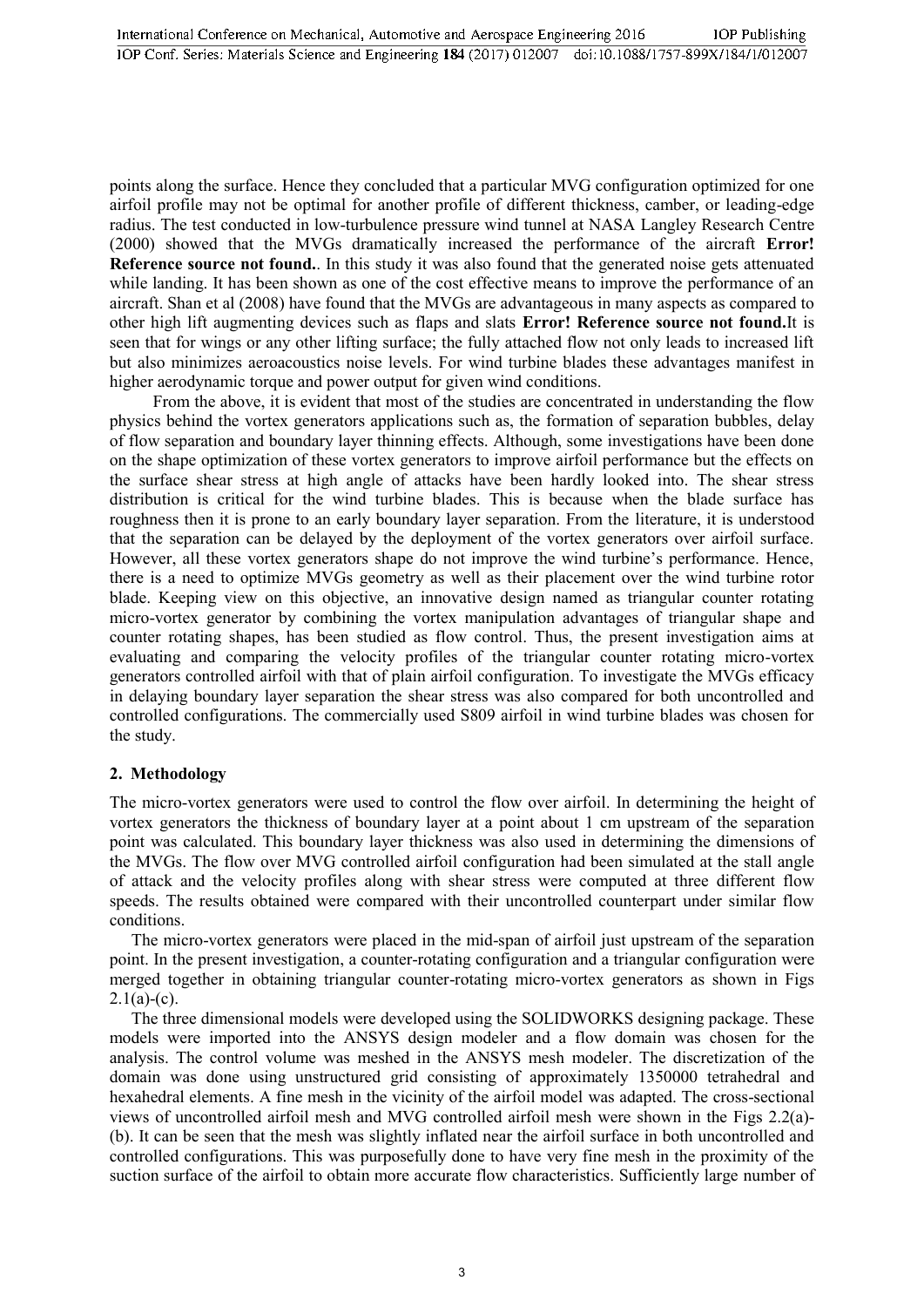points along the surface. Hence they concluded that a particular MVG configuration optimized for one airfoil profile may not be optimal for another profile of different thickness, camber, or leading-edge radius. The test conducted in low-turbulence pressure wind tunnel at NASA Langley Research Centre (2000) showed that the MVGs dramatically increased the performance of the aircraft **Error! Reference source not found.**. In this study it was also found that the generated noise gets attenuated while landing. It has been shown as one of the cost effective means to improve the performance of an aircraft. Shan et al (2008) have found that the MVGs are advantageous in many aspects as compared to other high lift augmenting devices such as flaps and slats **Error! Reference source not found.**It is seen that for wings or any other lifting surface; the fully attached flow not only leads to increased lift but also minimizes aeroacoustics noise levels. For wind turbine blades these advantages manifest in higher aerodynamic torque and power output for given wind conditions.

From the above, it is evident that most of the studies are concentrated in understanding the flow physics behind the vortex generators applications such as, the formation of separation bubbles, delay of flow separation and boundary layer thinning effects. Although, some investigations have been done on the shape optimization of these vortex generators to improve airfoil performance but the effects on the surface shear stress at high angle of attacks have been hardly looked into. The shear stress distribution is critical for the wind turbine blades. This is because when the blade surface has roughness then it is prone to an early boundary layer separation. From the literature, it is understood that the separation can be delayed by the deployment of the vortex generators over airfoil surface. However, all these vortex generators shape do not improve the wind turbine's performance. Hence, there is a need to optimize MVGs geometry as well as their placement over the wind turbine rotor blade. Keeping view on this objective, an innovative design named as triangular counter rotating micro-vortex generator by combining the vortex manipulation advantages of triangular shape and counter rotating shapes, has been studied as flow control. Thus, the present investigation aims at evaluating and comparing the velocity profiles of the triangular counter rotating micro-vortex generators controlled airfoil with that of plain airfoil configuration. To investigate the MVGs efficacy in delaying boundary layer separation the shear stress was also compared for both uncontrolled and controlled configurations. The commercially used S809 airfoil in wind turbine blades was chosen for the study.

## 2. Methodology

The micro-vortex generators were used to control the flow over airfoil. In determining the height of vortex generators the thickness of boundary layer at a point about 1 cm upstream of the separation point was calculated. This boundary layer thickness was also used in determining the dimensions of the MVGs. The flow over MVG controlled airfoil configuration had been simulated at the stall angle of attack and the velocity profiles along with shear stress were computed at three different flow speeds. The results obtained were compared with their uncontrolled counterpart under similar flow conditions.

The micro-vortex generators were placed in the mid-span of airfoil just upstream of the separation point. In the present investigation, a counter-rotating configuration and a triangular configuration were merged together in obtaining triangular counter-rotating micro-vortex generators as shown in Figs 2.1(a)-(c).

The three dimensional models were developed using the SOLIDWORKS designing package. These models were imported into the ANSYS design modeler and a flow domain was chosen for the analysis. The control volume was meshed in the ANSYS mesh modeler. The discretization of the domain was done using unstructured grid consisting of approximately 1350000 tetrahedral and hexahedral elements. A fine mesh in the vicinity of the airfoil model was adapted. The cross-sectional views of uncontrolled airfoil mesh and MVG controlled airfoil mesh were shown in the Figs 2.2(a)-(b). It can be seen that the mesh was slightly inflated near the airfoil surface in both uncontrolled and controlled configurations. This was purposefully done to have very fine mesh in the proximity of the suction surface of the airfoil to obtain more accurate flow characteristics. Sufficiently large number of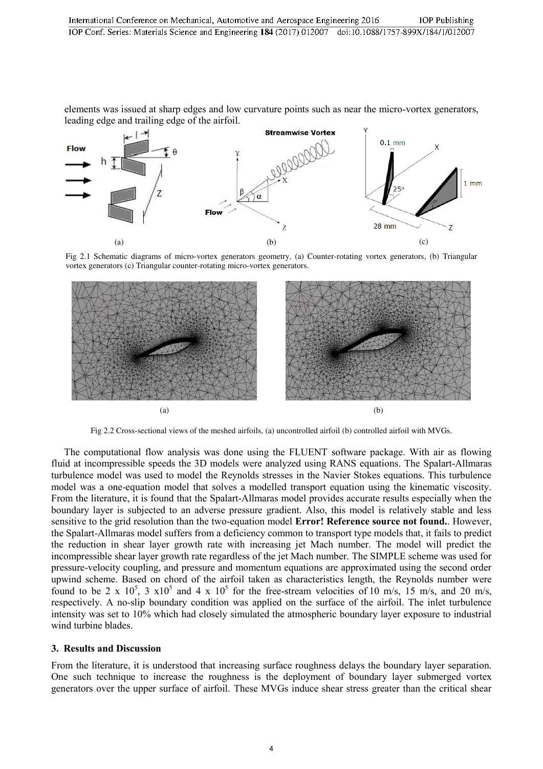elements was issued at sharp edges and low curvature points such as near the micro-vortex generators, leading edge and trailing edge of the airfoil.

Fig 2.1 Schematic diagrams of micro-vortex generators geometry, (a) Counter-rotating vortex generators, (b) Triangular vortex generators (c) Triangular counter-rotating micro-vortex generators.

Fig 2.2 Cross-sectional views of the meshed airfoils, (a) uncontrolled airfoil (b) controlled airfoil with MVGs.

The computational flow analysis was done using the FLUENT software package. With air as flowing fluid at incompressible speeds the 3D models were analyzed using RANS equations. The Spalart-Allmaras turbulence model was used to model the Reynolds stresses in the Navier Stokes equations. This turbulence model was a one-equation model that solves a modelled transport equation using the kinematic viscosity. From the literature, it is found that the Spalart-Allmaras model provides accurate results especially when the boundary layer is subjected to an adverse pressure gradient. Also, this model is relatively stable and less sensitive to the grid resolution than the two-equation model **Error! Reference source not found.**. However, the Spalart-Allmaras model suffers from a deficiency common to transport type models that, it fails to predict the reduction in shear layer growth rate with increasing jet Mach number. The model will predict the incompressible shear layer growth rate regardless of the jet Mach number. The SIMPLE scheme was used for pressure-velocity coupling, and pressure and momentum equations are approximated using the second order upwind scheme. Based on chord of the airfoil taken as characteristics length, the Reynolds number were found to be $2 \times 10^5$, $3 \times 10^5$ and $4 \times 10^5$ for the free-stream velocities of 10 m/s, 15 m/s, and 20 m/s, respectively. A no-slip boundary condition was applied on the surface of the airfoil. The inlet turbulence intensity was set to 10% which had closely simulated the atmospheric boundary layer exposure to industrial wind turbine blades.

## 3. Results and Discussion

From the literature, it is understood that increasing surface roughness delays the boundary layer separation. One such technique to increase the roughness is the deployment of boundary layer submerged vortex generators over the upper surface of airfoil. These MVGs induce shear stress greater than the critical shear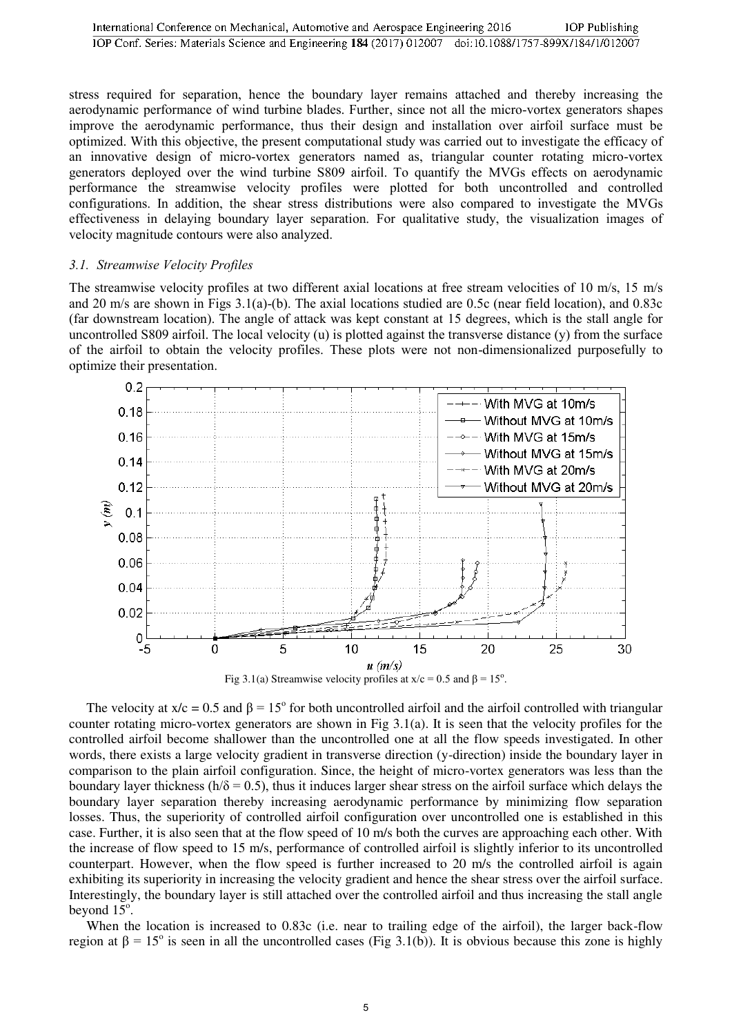stress required for separation, hence the boundary layer remains attached and thereby increasing the aerodynamic performance of wind turbine blades. Further, since not all the micro-vortex generators shapes improve the aerodynamic performance, thus their design and installation over airfoil surface must be optimized. With this objective, the present computational study was carried out to investigate the efficacy of an innovative design of micro-vortex generators named as, triangular counter rotating micro-vortex generators deployed over the wind turbine S809 airfoil. To quantify the MVGs effects on aerodynamic performance the streamwise velocity profiles were plotted for both uncontrolled and controlled configurations. In addition, the shear stress distributions were also compared to investigate the MVGs effectiveness in delaying boundary layer separation. For qualitative study, the visualization images of velocity magnitude contours were also analyzed.

### 3.1. Streamwise Velocity Profiles

The streamwise velocity profiles at two different axial locations at free stream velocities of 10 m/s, 15 m/s and 20 m/s are shown in Figs 3.1(a)-(b). The axial locations studied are 0.5c (near field location), and 0.83c (far downstream location). The angle of attack was kept constant at 15 degrees, which is the stall angle for uncontrolled S809 airfoil. The local velocity (u) is plotted against the transverse distance (y) from the surface of the airfoil to obtain the velocity profiles. These plots were not non-dimensionalized purposefully to optimize their presentation.

Fig 3.1(a) Streamwise velocity profiles at $x/c = 0.5$ and $\beta = 15^o$.

The velocity at $x/c = 0.5$ and $\beta = 15^o$ for both uncontrolled airfoil and the airfoil controlled with triangular counter rotating micro-vortex generators are shown in Fig 3.1(a). It is seen that the velocity profiles for the controlled airfoil become shallower than the uncontrolled one at all the flow speeds investigated. In other words, there exists a large velocity gradient in transverse direction (y-direction) inside the boundary layer in comparison to the plain airfoil configuration. Since, the height of micro-vortex generators was less than the boundary layer thickness ($h/\delta = 0.5$), thus it induces larger shear stress on the airfoil surface which delays the boundary layer separation thereby increasing aerodynamic performance by minimizing flow separation losses. Thus, the superiority of controlled airfoil configuration over uncontrolled one is established in this case. Further, it is also seen that at the flow speed of 10 m/s both the curves are approaching each other. With the increase of flow speed to 15 m/s, performance of controlled airfoil is slightly inferior to its uncontrolled counterpart. However, when the flow speed is further increased to 20 m/s the controlled airfoil is again exhibiting its superiority in increasing the velocity gradient and hence the shear stress over the airfoil surface. Interestingly, the boundary layer is still attached over the controlled airfoil and thus increasing the stall angle beyond $15^o$.

When the location is increased to 0.83c (i.e. near to trailing edge of the airfoil), the larger back-flow region at $\beta = 15^o$ is seen in all the uncontrolled cases (Fig 3.1(b)). It is obvious because this zone is highly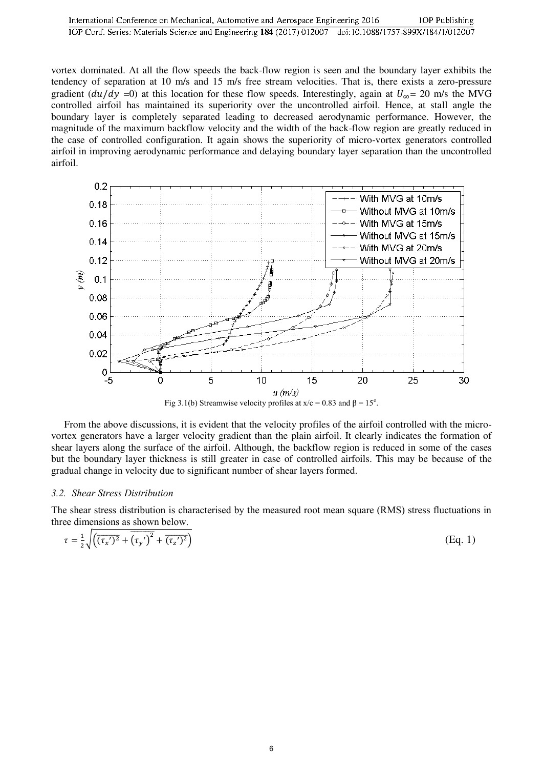vortex dominated. At all the flow speeds the back-flow region is seen and the boundary layer exhibits the tendency of separation at 10 m/s and 15 m/s free stream velocities. That is, there exists a zero-pressure gradient ($du/dy$ =0) at this location for these flow speeds. Interestingly, again at $U_{\infty}$= 20 m/s the MVG controlled airfoil has maintained its superiority over the uncontrolled airfoil. Hence, at stall angle the boundary layer is completely separated leading to decreased aerodynamic performance. However, the magnitude of the maximum backflow velocity and the width of the back-flow region are greatly reduced in the case of controlled configuration. It again shows the superiority of micro-vortex generators controlled airfoil in improving aerodynamic performance and delaying boundary layer separation than the uncontrolled airfoil.

Fig 3.1(b) Streamwise velocity profiles at x/c = 0.83 and β = 15°.

From the above discussions, it is evident that the velocity profiles of the airfoil controlled with the micro-vortex generators have a larger velocity gradient than the plain airfoil. It clearly indicates the formation of shear layers along the surface of the airfoil. Although, the backflow region is reduced in some of the cases but the boundary layer thickness is still greater in case of controlled airfoils. This may be because of the gradual change in velocity due to significant number of shear layers formed.

### 3.2. Shear Stress Distribution

The shear stress distribution is characterised by the measured root mean square (RMS) stress fluctuations in three dimensions as shown below.

$$\tau = \frac{1}{2}\sqrt{\left(\overline{(\tau_x')^2} + \overline{(\tau_y')}^2 + \overline{(\tau_z')^2}\right)} \qquad \text{(Eq. 1)}$$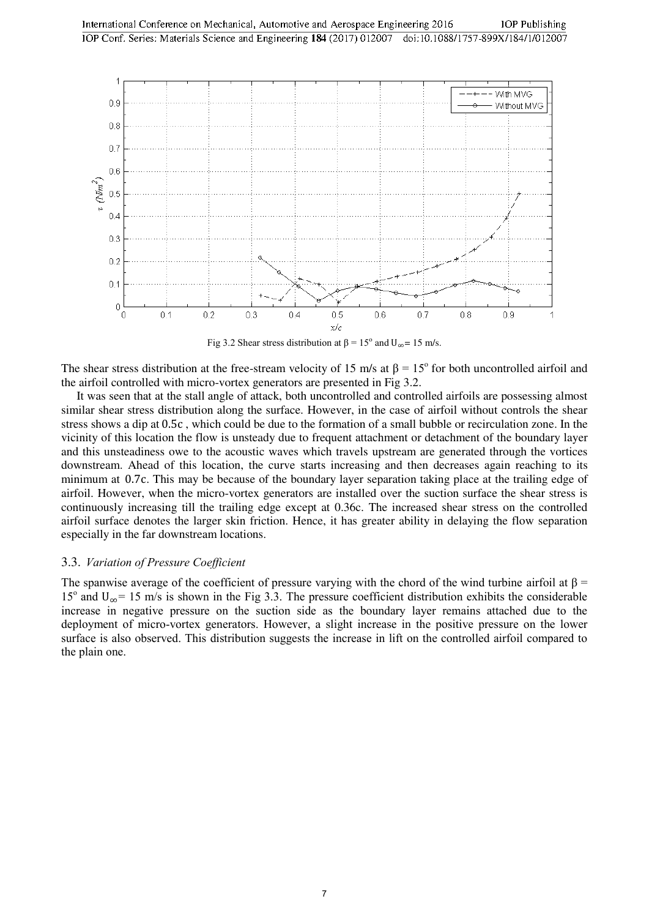Fig 3.2 Shear stress distribution at $\beta = 15^o$ and $U_\infty = 15$ m/s.

The shear stress distribution at the free-stream velocity of 15 m/s at $\beta = 15^o$ for both uncontrolled airfoil and the airfoil controlled with micro-vortex generators are presented in Fig 3.2.

It was seen that at the stall angle of attack, both uncontrolled and controlled airfoils are possessing almost similar shear stress distribution along the surface. However, in the case of airfoil without controls the shear stress shows a dip at 0.5c , which could be due to the formation of a small bubble or recirculation zone. In the vicinity of this location the flow is unsteady due to frequent attachment or detachment of the boundary layer and this unsteadiness owe to the acoustic waves which travels upstream are generated through the vortices downstream. Ahead of this location, the curve starts increasing and then decreases again reaching to its minimum at 0.7c. This may be because of the boundary layer separation taking place at the trailing edge of airfoil. However, when the micro-vortex generators are installed over the suction surface the shear stress is continuously increasing till the trailing edge except at 0.36c. The increased shear stress on the controlled airfoil surface denotes the larger skin friction. Hence, it has greater ability in delaying the flow separation especially in the far downstream locations.

### 3.3. *Variation of Pressure Coefficient*

The spanwise average of the coefficient of pressure varying with the chord of the wind turbine airfoil at $\beta = 15^o$ and $U_\infty = 15$ m/s is shown in the Fig 3.3. The pressure coefficient distribution exhibits the considerable increase in negative pressure on the suction side as the boundary layer remains attached due to the deployment of micro-vortex generators. However, a slight increase in the positive pressure on the lower surface is also observed. This distribution suggests the increase in lift on the controlled airfoil compared to the plain one.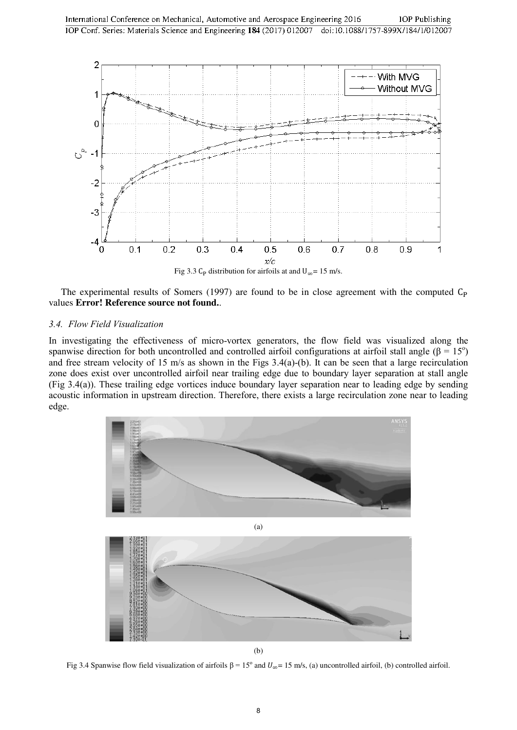Fig 3.3 $C_P$ distribution for airfoils at and $U_\infty = 15$ m/s.

The experimental results of Somers (1997) are found to be in close agreement with the computed $C_P$ values **Error! Reference source not found.**.

### *3.4. Flow Field Visualization*

In investigating the effectiveness of micro-vortex generators, the flow field was visualized along the spanwise direction for both uncontrolled and controlled airfoil configurations at airfoil stall angle ($\beta = 15^o$) and free stream velocity of 15 m/s as shown in the Figs 3.4(a)-(b). It can be seen that a large recirculation zone does exist over uncontrolled airfoil near trailing edge due to boundary layer separation at stall angle (Fig 3.4(a)). These trailing edge vortices induce boundary layer separation near to leading edge by sending acoustic information in upstream direction. Therefore, there exists a large recirculation zone near to leading edge.

(a)

(b)

Fig 3.4 Spanwise flow field visualization of airfoils $\beta = 15^o$ and $U_\infty = 15$ m/s, (a) uncontrolled airfoil, (b) controlled airfoil.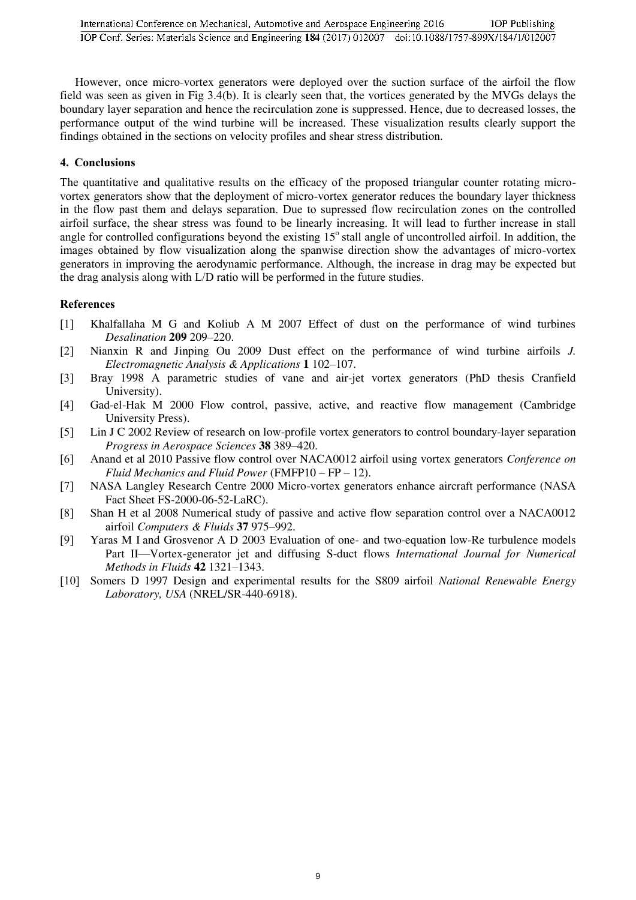However, once micro-vortex generators were deployed over the suction surface of the airfoil the flow field was seen as given in Fig 3.4(b). It is clearly seen that, the vortices generated by the MVGs delays the boundary layer separation and hence the recirculation zone is suppressed. Hence, due to decreased losses, the performance output of the wind turbine will be increased. These visualization results clearly support the findings obtained in the sections on velocity profiles and shear stress distribution.

## 4. Conclusions

The quantitative and qualitative results on the efficacy of the proposed triangular counter rotating micro-vortex generators show that the deployment of micro-vortex generator reduces the boundary layer thickness in the flow past them and delays separation. Due to supressed flow recirculation zones on the controlled airfoil surface, the shear stress was found to be linearly increasing. It will lead to further increase in stall angle for controlled configurations beyond the existing $15^{o}$ stall angle of uncontrolled airfoil. In addition, the images obtained by flow visualization along the spanwise direction show the advantages of micro-vortex generators in improving the aerodynamic performance. Although, the increase in drag may be expected but the drag analysis along with L/D ratio will be performed in the future studies.

## References

[1] Khalfallaha M G and Koliub A M 2007 Effect of dust on the performance of wind turbines *Desalination* **209** 209–220.

[2] Nianxin R and Jinping Ou 2009 Dust effect on the performance of wind turbine airfoils *J. Electromagnetic Analysis & Applications* **1** 102–107.

[3] Bray 1998 A parametric studies of vane and air-jet vortex generators (PhD thesis Cranfield University).

[4] Gad-el-Hak M 2000 Flow control, passive, active, and reactive flow management (Cambridge University Press).

[5] Lin J C 2002 Review of research on low-profile vortex generators to control boundary-layer separation *Progress in Aerospace Sciences* **38** 389–420.

[6] Anand et al 2010 Passive flow control over NACA0012 airfoil using vortex generators *Conference on Fluid Mechanics and Fluid Power* (FMFP10 – FP – 12).

[7] NASA Langley Research Centre 2000 Micro-vortex generators enhance aircraft performance (NASA Fact Sheet FS-2000-06-52-LaRC).

[8] Shan H et al 2008 Numerical study of passive and active flow separation control over a NACA0012 airfoil *Computers & Fluids* **37** 975–992.

[9] Yaras M I and Grosvenor A D 2003 Evaluation of one- and two-equation low-Re turbulence models Part II—Vortex-generator jet and diffusing S-duct flows *International Journal for Numerical Methods in Fluids* **42** 1321–1343.

[10] Somers D 1997 Design and experimental results for the S809 airfoil *National Renewable Energy Laboratory, USA* (NREL/SR-440-6918).